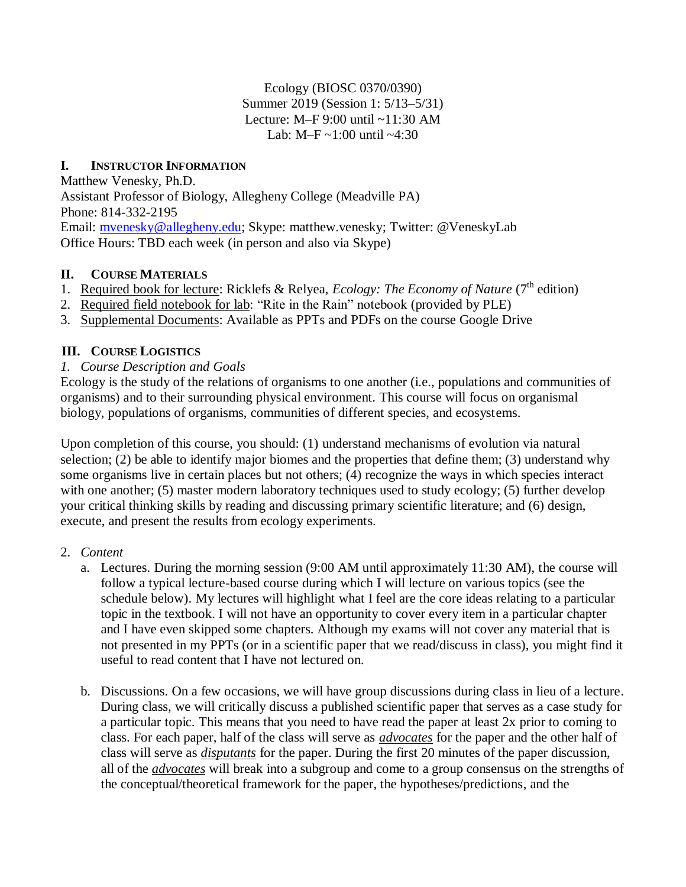Ecology (BIOSC 0370/0390)
Summer 2019 (Session 1: 5/13–5/31)
Lecture: M–F 9:00 until ~11:30 AM
Lab: M–F ~1:00 until ~4:30

## I. INSTRUCTOR INFORMATION

Matthew Venesky, Ph.D.
Assistant Professor of Biology, Allegheny College (Meadville PA)
Phone: 814-332-2195
Email: mvenesky@allegheny.edu; Skype: matthew.venesky; Twitter: @VeneskyLab
Office Hours: TBD each week (in person and also via Skype)

## II. COURSE MATERIALS

1. Required book for lecture: Ricklefs & Relyea, *Ecology: The Economy of Nature* (7th edition)
2. Required field notebook for lab: "Rite in the Rain" notebook (provided by PLE)
3. Supplemental Documents: Available as PPTs and PDFs on the course Google Drive

## III. COURSE LOGISTICS

### *1. Course Description and Goals*

Ecology is the study of the relations of organisms to one another (i.e., populations and communities of organisms) and to their surrounding physical environment. This course will focus on organismal biology, populations of organisms, communities of different species, and ecosystems.

Upon completion of this course, you should: (1) understand mechanisms of evolution via natural selection; (2) be able to identify major biomes and the properties that define them; (3) understand why some organisms live in certain places but not others; (4) recognize the ways in which species interact with one another; (5) master modern laboratory techniques used to study ecology; (5) further develop your critical thinking skills by reading and discussing primary scientific literature; and (6) design, execute, and present the results from ecology experiments.

### 2. *Content*

a. Lectures. During the morning session (9:00 AM until approximately 11:30 AM), the course will follow a typical lecture-based course during which I will lecture on various topics (see the schedule below). My lectures will highlight what I feel are the core ideas relating to a particular topic in the textbook. I will not have an opportunity to cover every item in a particular chapter and I have even skipped some chapters. Although my exams will not cover any material that is not presented in my PPTs (or in a scientific paper that we read/discuss in class), you might find it useful to read content that I have not lectured on.

b. Discussions. On a few occasions, we will have group discussions during class in lieu of a lecture. During class, we will critically discuss a published scientific paper that serves as a case study for a particular topic. This means that you need to have read the paper at least 2x prior to coming to class. For each paper, half of the class will serve as ***advocates*** for the paper and the other half of class will serve as ***disputants*** for the paper. During the first 20 minutes of the paper discussion, all of the ***advocates*** will break into a subgroup and come to a group consensus on the strengths of the conceptual/theoretical framework for the paper, the hypotheses/predictions, and the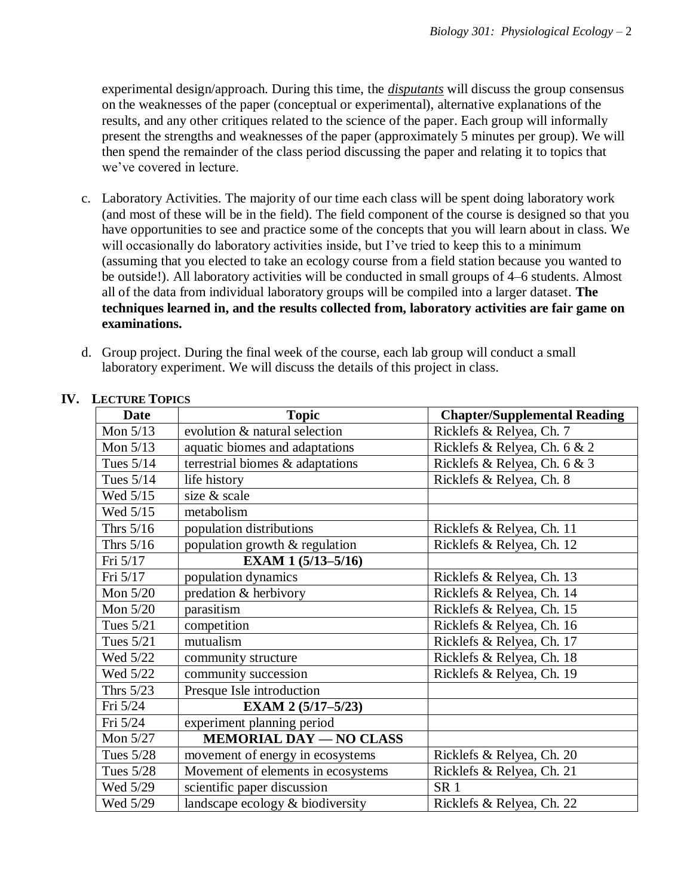experimental design/approach. During this time, the ***disputants*** will discuss the group consensus on the weaknesses of the paper (conceptual or experimental), alternative explanations of the results, and any other critiques related to the science of the paper. Each group will informally present the strengths and weaknesses of the paper (approximately 5 minutes per group). We will then spend the remainder of the class period discussing the paper and relating it to topics that we've covered in lecture.

c. Laboratory Activities. The majority of our time each class will be spent doing laboratory work (and most of these will be in the field). The field component of the course is designed so that you have opportunities to see and practice some of the concepts that you will learn about in class. We will occasionally do laboratory activities inside, but I've tried to keep this to a minimum (assuming that you elected to take an ecology course from a field station because you wanted to be outside!). All laboratory activities will be conducted in small groups of 4–6 students. Almost all of the data from individual laboratory groups will be compiled into a larger dataset. **The techniques learned in, and the results collected from, laboratory activities are fair game on examinations.**

d. Group project. During the final week of the course, each lab group will conduct a small laboratory experiment. We will discuss the details of this project in class.

## IV. Lecture Topics

| Date | Topic | Chapter/Supplemental Reading |
|---|---|---|
| Mon 5/13 | evolution & natural selection | Ricklefs & Relyea, Ch. 7 |
| Mon 5/13 | aquatic biomes and adaptations | Ricklefs & Relyea, Ch. 6 & 2 |
| Tues 5/14 | terrestrial biomes & adaptations | Ricklefs & Relyea, Ch. 6 & 3 |
| Tues 5/14 | life history | Ricklefs & Relyea, Ch. 8 |
| Wed 5/15 | size & scale | |
| Wed 5/15 | metabolism | |
| Thrs 5/16 | population distributions | Ricklefs & Relyea, Ch. 11 |
| Thrs 5/16 | population growth & regulation | Ricklefs & Relyea, Ch. 12 |
| Fri 5/17 | **EXAM 1 (5/13–5/16)** | |
| Fri 5/17 | population dynamics | Ricklefs & Relyea, Ch. 13 |
| Mon 5/20 | predation & herbivory | Ricklefs & Relyea, Ch. 14 |
| Mon 5/20 | parasitism | Ricklefs & Relyea, Ch. 15 |
| Tues 5/21 | competition | Ricklefs & Relyea, Ch. 16 |
| Tues 5/21 | mutualism | Ricklefs & Relyea, Ch. 17 |
| Wed 5/22 | community structure | Ricklefs & Relyea, Ch. 18 |
| Wed 5/22 | community succession | Ricklefs & Relyea, Ch. 19 |
| Thrs 5/23 | Presque Isle introduction | |
| Fri 5/24 | **EXAM 2 (5/17–5/23)** | |
| Fri 5/24 | experiment planning period | |
| Mon 5/27 | **MEMORIAL DAY — NO CLASS** | |
| Tues 5/28 | movement of energy in ecosystems | Ricklefs & Relyea, Ch. 20 |
| Tues 5/28 | Movement of elements in ecosystems | Ricklefs & Relyea, Ch. 21 |
| Wed 5/29 | scientific paper discussion | SR 1 |
| Wed 5/29 | landscape ecology & biodiversity | Ricklefs & Relyea, Ch. 22 |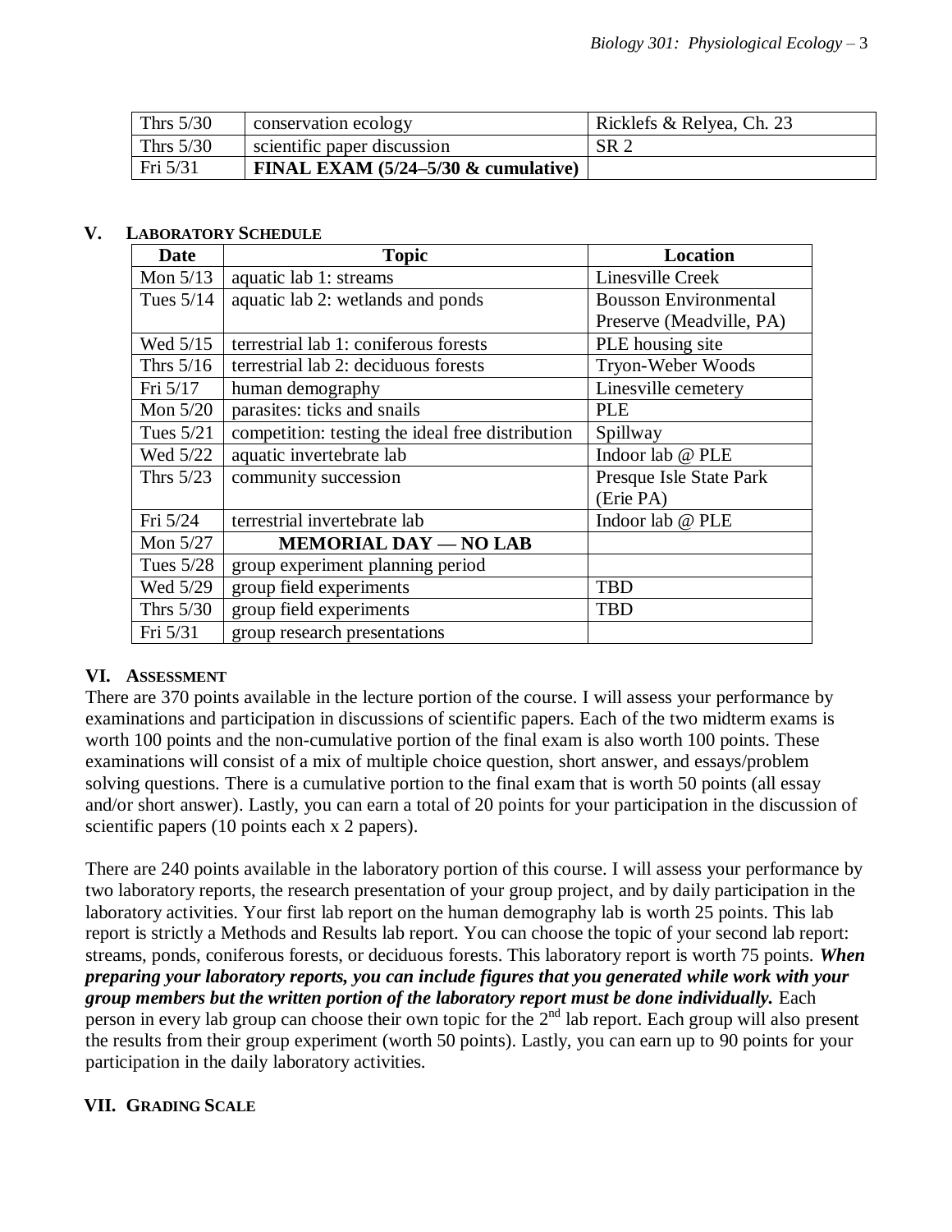| Thrs 5/30 | conservation ecology | Ricklefs & Relyea, Ch. 23 |
|---|---|---|
| Thrs 5/30 | scientific paper discussion | SR 2 |
| Fri 5/31 | **FINAL EXAM (5/24–5/30 & cumulative)** | |

## V. Laboratory Schedule

| Date | Topic | Location |
|---|---|---|
| Mon 5/13 | aquatic lab 1: streams | Linesville Creek |
| Tues 5/14 | aquatic lab 2: wetlands and ponds | Bousson Environmental Preserve (Meadville, PA) |
| Wed 5/15 | terrestrial lab 1: coniferous forests | PLE housing site |
| Thrs 5/16 | terrestrial lab 2: deciduous forests | Tryon-Weber Woods |
| Fri 5/17 | human demography | Linesville cemetery |
| Mon 5/20 | parasites: ticks and snails | PLE |
| Tues 5/21 | competition: testing the ideal free distribution | Spillway |
| Wed 5/22 | aquatic invertebrate lab | Indoor lab @ PLE |
| Thrs 5/23 | community succession | Presque Isle State Park (Erie PA) |
| Fri 5/24 | terrestrial invertebrate lab | Indoor lab @ PLE |
| Mon 5/27 | **MEMORIAL DAY — NO LAB** | |
| Tues 5/28 | group experiment planning period | |
| Wed 5/29 | group field experiments | TBD |
| Thrs 5/30 | group field experiments | TBD |
| Fri 5/31 | group research presentations | |

## VI. Assessment

There are 370 points available in the lecture portion of the course. I will assess your performance by examinations and participation in discussions of scientific papers. Each of the two midterm exams is worth 100 points and the non-cumulative portion of the final exam is also worth 100 points. These examinations will consist of a mix of multiple choice question, short answer, and essays/problem solving questions. There is a cumulative portion to the final exam that is worth 50 points (all essay and/or short answer). Lastly, you can earn a total of 20 points for your participation in the discussion of scientific papers (10 points each x 2 papers).

There are 240 points available in the laboratory portion of this course. I will assess your performance by two laboratory reports, the research presentation of your group project, and by daily participation in the laboratory activities. Your first lab report on the human demography lab is worth 25 points. This lab report is strictly a Methods and Results lab report. You can choose the topic of your second lab report: streams, ponds, coniferous forests, or deciduous forests. This laboratory report is worth 75 points. ***When preparing your laboratory reports, you can include figures that you generated while work with your group members but the written portion of the laboratory report must be done individually.*** Each person in every lab group can choose their own topic for the 2nd lab report. Each group will also present the results from their group experiment (worth 50 points). Lastly, you can earn up to 90 points for your participation in the daily laboratory activities.

## VII. Grading Scale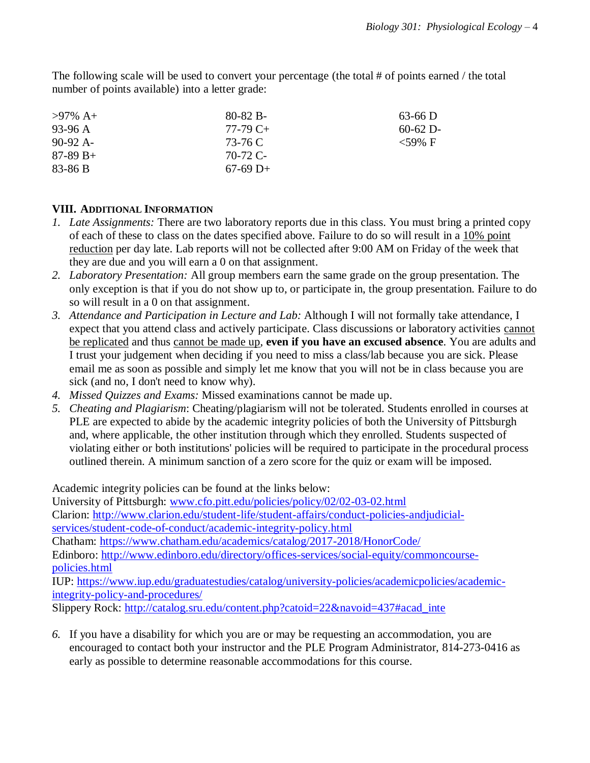The following scale will be used to convert your percentage (the total # of points earned / the total number of points available) into a letter grade:

| | | |
|---|---|---|
| >97% A+ | 80-82 B- | 63-66 D |
| 93-96 A | 77-79 C+ | 60-62 D- |
| 90-92 A- | 73-76 C | <59% F |
| 87-89 B+ | 70-72 C- | |
| 83-86 B | 67-69 D+ | |

## VIII. Additional Information

1. *Late Assignments:* There are two laboratory reports due in this class. You must bring a printed copy of each of these to class on the dates specified above. Failure to do so will result in a 10% point reduction per day late. Lab reports will not be collected after 9:00 AM on Friday of the week that they are due and you will earn a 0 on that assignment.
2. *Laboratory Presentation:* All group members earn the same grade on the group presentation. The only exception is that if you do not show up to, or participate in, the group presentation. Failure to do so will result in a 0 on that assignment.
3. *Attendance and Participation in Lecture and Lab:* Although I will not formally take attendance, I expect that you attend class and actively participate. Class discussions or laboratory activities cannot be replicated and thus cannot be made up, **even if you have an excused absence**. You are adults and I trust your judgement when deciding if you need to miss a class/lab because you are sick. Please email me as soon as possible and simply let me know that you will not be in class because you are sick (and no, I don't need to know why).
4. *Missed Quizzes and Exams:* Missed examinations cannot be made up.
5. *Cheating and Plagiarism*: Cheating/plagiarism will not be tolerated. Students enrolled in courses at PLE are expected to abide by the academic integrity policies of both the University of Pittsburgh and, where applicable, the other institution through which they enrolled. Students suspected of violating either or both institutions' policies will be required to participate in the procedural process outlined therein. A minimum sanction of a zero score for the quiz or exam will be imposed.

Academic integrity policies can be found at the links below:
University of Pittsburgh: www.cfo.pitt.edu/policies/policy/02/02-03-02.html
Clarion: http://www.clarion.edu/student-life/student-affairs/conduct-policies-andjudicial-services/student-code-of-conduct/academic-integrity-policy.html
Chatham: https://www.chatham.edu/academics/catalog/2017-2018/HonorCode/
Edinboro: http://www.edinboro.edu/directory/offices-services/social-equity/commoncourse-policies.html
IUP: https://www.iup.edu/graduatestudies/catalog/university-policies/academicpolicies/academic-integrity-policy-and-procedures/
Slippery Rock: http://catalog.sru.edu/content.php?catoid=22&navoid=437#acad_inte

6. If you have a disability for which you are or may be requesting an accommodation, you are encouraged to contact both your instructor and the PLE Program Administrator, 814-273-0416 as early as possible to determine reasonable accommodations for this course.